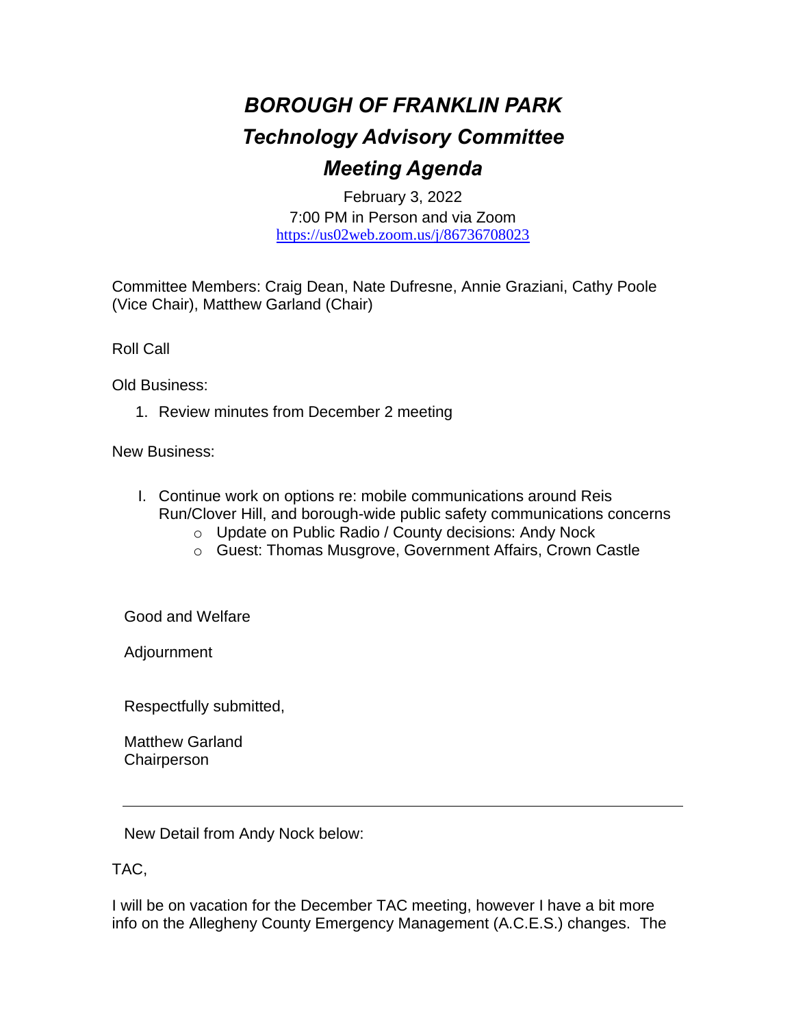# *BOROUGH OF FRANKLIN PARK*

## *Technology Advisory Committee*

## *Meeting Agenda*

February 3, 2022
7:00 PM in Person and via Zoom
https://us02web.zoom.us/j/86736708023

Committee Members: Craig Dean, Nate Dufresne, Annie Graziani, Cathy Poole (Vice Chair), Matthew Garland (Chair)

Roll Call

Old Business:

1. Review minutes from December 2 meeting

New Business:

I. Continue work on options re: mobile communications around Reis Run/Clover Hill, and borough-wide public safety communications concerns
   - Update on Public Radio / County decisions: Andy Nock
   - Guest: Thomas Musgrove, Government Affairs, Crown Castle

Good and Welfare

Adjournment

Respectfully submitted,

Matthew Garland
Chairperson

---

New Detail from Andy Nock below:

TAC,

I will be on vacation for the December TAC meeting, however I have a bit more info on the Allegheny County Emergency Management (A.C.E.S.) changes. The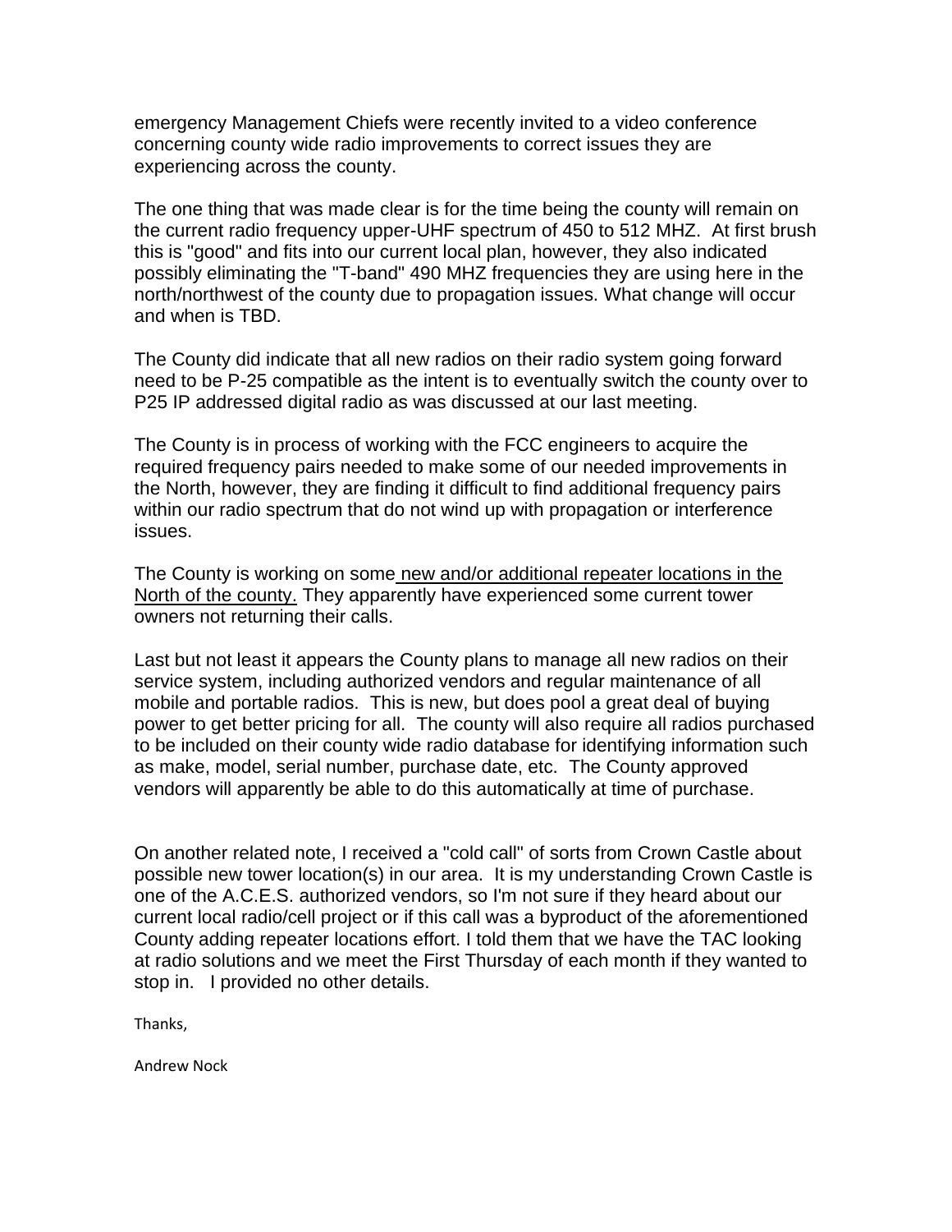emergency Management Chiefs were recently invited to a video conference concerning county wide radio improvements to correct issues they are experiencing across the county.

The one thing that was made clear is for the time being the county will remain on the current radio frequency upper-UHF spectrum of 450 to 512 MHZ. At first brush this is "good" and fits into our current local plan, however, they also indicated possibly eliminating the "T-band" 490 MHZ frequencies they are using here in the north/northwest of the county due to propagation issues. What change will occur and when is TBD.

The County did indicate that all new radios on their radio system going forward need to be P-25 compatible as the intent is to eventually switch the county over to P25 IP addressed digital radio as was discussed at our last meeting.

The County is in process of working with the FCC engineers to acquire the required frequency pairs needed to make some of our needed improvements in the North, however, they are finding it difficult to find additional frequency pairs within our radio spectrum that do not wind up with propagation or interference issues.

The County is working on some new and/or additional repeater locations in the North of the county. They apparently have experienced some current tower owners not returning their calls.

Last but not least it appears the County plans to manage all new radios on their service system, including authorized vendors and regular maintenance of all mobile and portable radios. This is new, but does pool a great deal of buying power to get better pricing for all. The county will also require all radios purchased to be included on their county wide radio database for identifying information such as make, model, serial number, purchase date, etc. The County approved vendors will apparently be able to do this automatically at time of purchase.

On another related note, I received a "cold call" of sorts from Crown Castle about possible new tower location(s) in our area. It is my understanding Crown Castle is one of the A.C.E.S. authorized vendors, so I'm not sure if they heard about our current local radio/cell project or if this call was a byproduct of the aforementioned County adding repeater locations effort. I told them that we have the TAC looking at radio solutions and we meet the First Thursday of each month if they wanted to stop in. I provided no other details.

Thanks,

Andrew Nock